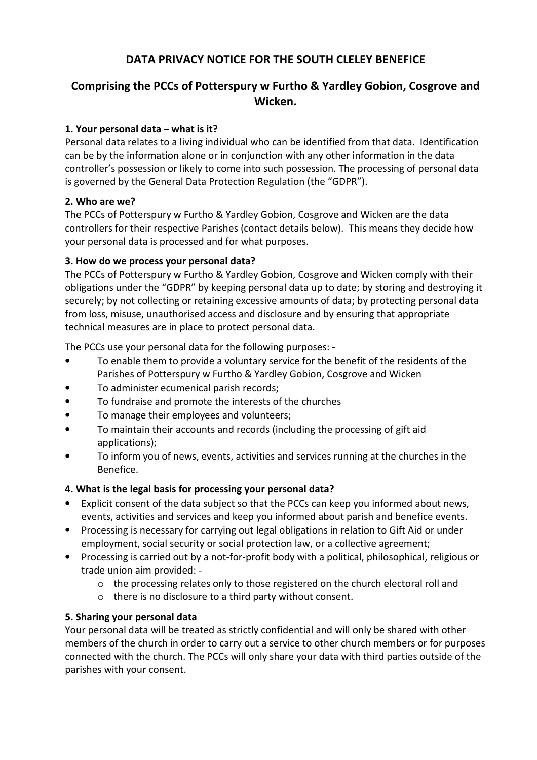# DATA PRIVACY NOTICE FOR THE SOUTH CLELEY BENEFICE

## Comprising the PCCs of Potterspury w Furtho & Yardley Gobion, Cosgrove and Wicken.

### 1. Your personal data – what is it?

Personal data relates to a living individual who can be identified from that data. Identification can be by the information alone or in conjunction with any other information in the data controller's possession or likely to come into such possession. The processing of personal data is governed by the General Data Protection Regulation (the "GDPR").

### 2. Who are we?

The PCCs of Potterspury w Furtho & Yardley Gobion, Cosgrove and Wicken are the data controllers for their respective Parishes (contact details below). This means they decide how your personal data is processed and for what purposes.

### 3. How do we process your personal data?

The PCCs of Potterspury w Furtho & Yardley Gobion, Cosgrove and Wicken comply with their obligations under the "GDPR" by keeping personal data up to date; by storing and destroying it securely; by not collecting or retaining excessive amounts of data; by protecting personal data from loss, misuse, unauthorised access and disclosure and by ensuring that appropriate technical measures are in place to protect personal data.

The PCCs use your personal data for the following purposes: -

- To enable them to provide a voluntary service for the benefit of the residents of the Parishes of Potterspury w Furtho & Yardley Gobion, Cosgrove and Wicken
- To administer ecumenical parish records;
- To fundraise and promote the interests of the churches
- To manage their employees and volunteers;
- To maintain their accounts and records (including the processing of gift aid applications);
- To inform you of news, events, activities and services running at the churches in the Benefice.

### 4. What is the legal basis for processing your personal data?

- Explicit consent of the data subject so that the PCCs can keep you informed about news, events, activities and services and keep you informed about parish and benefice events.
- Processing is necessary for carrying out legal obligations in relation to Gift Aid or under employment, social security or social protection law, or a collective agreement;
- Processing is carried out by a not-for-profit body with a political, philosophical, religious or trade union aim provided: -
  - the processing relates only to those registered on the church electoral roll and
  - there is no disclosure to a third party without consent.

### 5. Sharing your personal data

Your personal data will be treated as strictly confidential and will only be shared with other members of the church in order to carry out a service to other church members or for purposes connected with the church. The PCCs will only share your data with third parties outside of the parishes with your consent.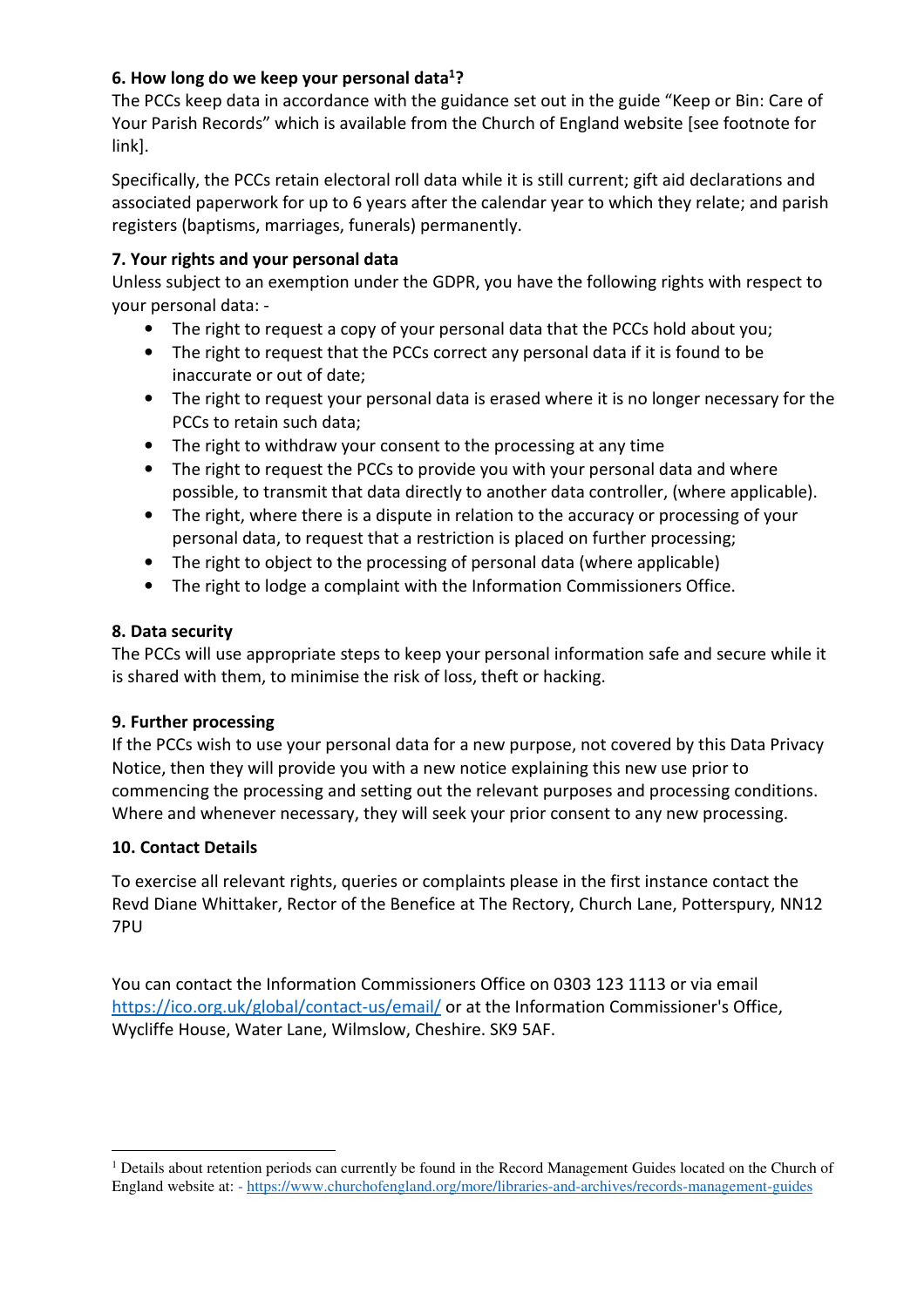### 6. How long do we keep your personal data[1]?

The PCCs keep data in accordance with the guidance set out in the guide "Keep or Bin: Care of Your Parish Records" which is available from the Church of England website [see footnote for link].

Specifically, the PCCs retain electoral roll data while it is still current; gift aid declarations and associated paperwork for up to 6 years after the calendar year to which they relate; and parish registers (baptisms, marriages, funerals) permanently.

### 7. Your rights and your personal data

Unless subject to an exemption under the GDPR, you have the following rights with respect to your personal data: -

- The right to request a copy of your personal data that the PCCs hold about you;
- The right to request that the PCCs correct any personal data if it is found to be inaccurate or out of date;
- The right to request your personal data is erased where it is no longer necessary for the PCCs to retain such data;
- The right to withdraw your consent to the processing at any time
- The right to request the PCCs to provide you with your personal data and where possible, to transmit that data directly to another data controller, (where applicable).
- The right, where there is a dispute in relation to the accuracy or processing of your personal data, to request that a restriction is placed on further processing;
- The right to object to the processing of personal data (where applicable)
- The right to lodge a complaint with the Information Commissioners Office.

### 8. Data security

The PCCs will use appropriate steps to keep your personal information safe and secure while it is shared with them, to minimise the risk of loss, theft or hacking.

### 9. Further processing

If the PCCs wish to use your personal data for a new purpose, not covered by this Data Privacy Notice, then they will provide you with a new notice explaining this new use prior to commencing the processing and setting out the relevant purposes and processing conditions. Where and whenever necessary, they will seek your prior consent to any new processing.

### 10. Contact Details

To exercise all relevant rights, queries or complaints please in the first instance contact the Revd Diane Whittaker, Rector of the Benefice at The Rectory, Church Lane, Potterspury, NN12 7PU

You can contact the Information Commissioners Office on 0303 123 1113 or via email https://ico.org.uk/global/contact-us/email/ or at the Information Commissioner's Office, Wycliffe House, Water Lane, Wilmslow, Cheshire. SK9 5AF.

---

[1] Details about retention periods can currently be found in the Record Management Guides located on the Church of England website at: - https://www.churchofengland.org/more/libraries-and-archives/records-management-guides